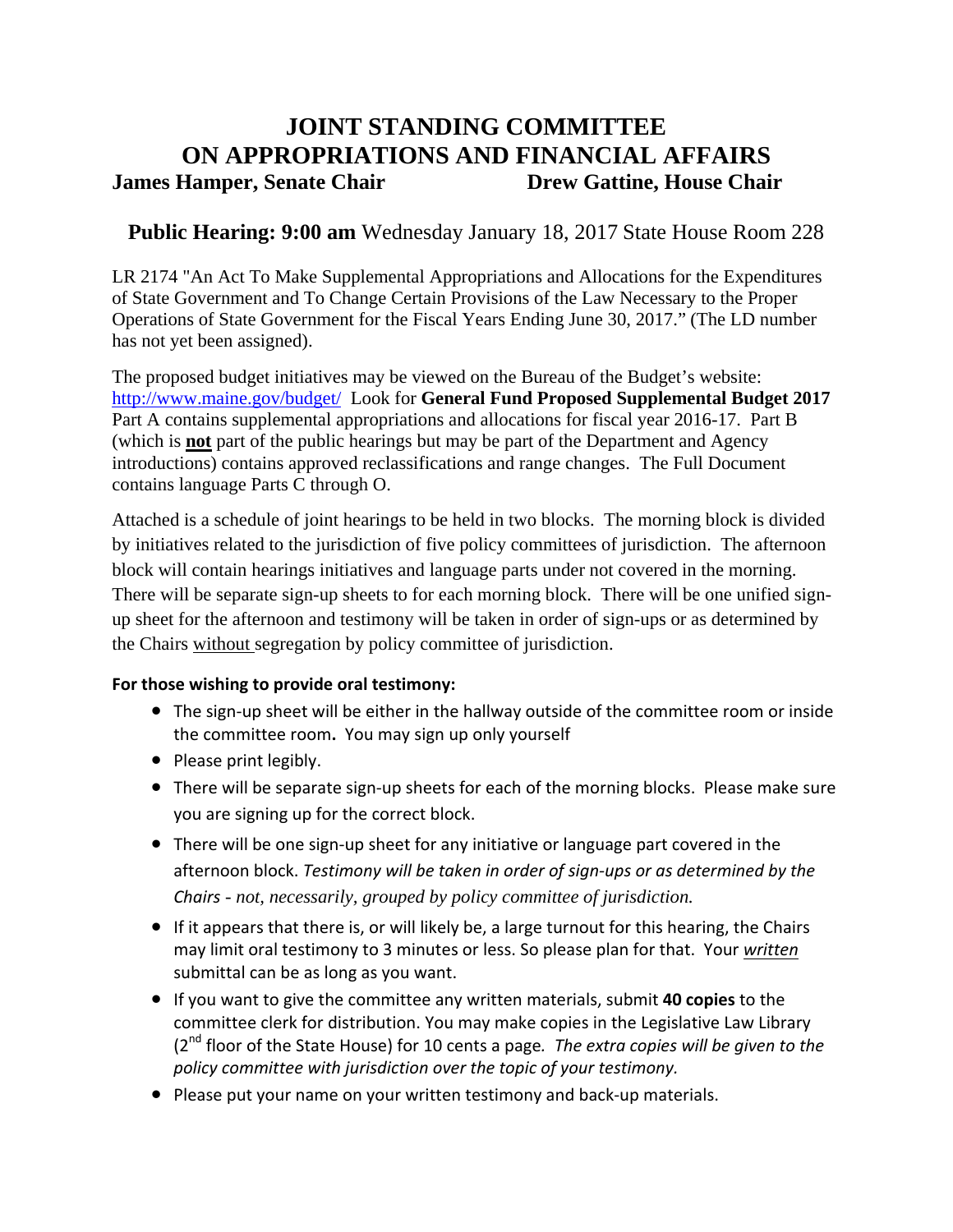# JOINT STANDING COMMITTEE ON APPROPRIATIONS AND FINANCIAL AFFAIRS

**James Hamper, Senate Chair** **Drew Gattine, House Chair**

## **Public Hearing: 9:00 am** Wednesday January 18, 2017 State House Room 228

LR 2174 "An Act To Make Supplemental Appropriations and Allocations for the Expenditures of State Government and To Change Certain Provisions of the Law Necessary to the Proper Operations of State Government for the Fiscal Years Ending June 30, 2017." (The LD number has not yet been assigned).

The proposed budget initiatives may be viewed on the Bureau of the Budget's website: http://www.maine.gov/budget/ Look for **General Fund Proposed Supplemental Budget 2017** Part A contains supplemental appropriations and allocations for fiscal year 2016-17. Part B (which is **not** part of the public hearings but may be part of the Department and Agency introductions) contains approved reclassifications and range changes. The Full Document contains language Parts C through O.

Attached is a schedule of joint hearings to be held in two blocks. The morning block is divided by initiatives related to the jurisdiction of five policy committees of jurisdiction. The afternoon block will contain hearings initiatives and language parts under not covered in the morning. There will be separate sign-up sheets to for each morning block. There will be one unified sign-up sheet for the afternoon and testimony will be taken in order of sign-ups or as determined by the Chairs without segregation by policy committee of jurisdiction.

**For those wishing to provide oral testimony:**

- The sign-up sheet will be either in the hallway outside of the committee room or inside the committee room**.** You may sign up only yourself
- Please print legibly.
- There will be separate sign-up sheets for each of the morning blocks. Please make sure you are signing up for the correct block.
- There will be one sign-up sheet for any initiative or language part covered in the afternoon block. *Testimony will be taken in order of sign-ups or as determined by the Chairs - not, necessarily, grouped by policy committee of jurisdiction.*
- If it appears that there is, or will likely be, a large turnout for this hearing, the Chairs may limit oral testimony to 3 minutes or less. So please plan for that. Your *written* submittal can be as long as you want.
- If you want to give the committee any written materials, submit **40 copies** to the committee clerk for distribution. You may make copies in the Legislative Law Library (2nd floor of the State House) for 10 cents a page*. The extra copies will be given to the policy committee with jurisdiction over the topic of your testimony.*
- Please put your name on your written testimony and back-up materials.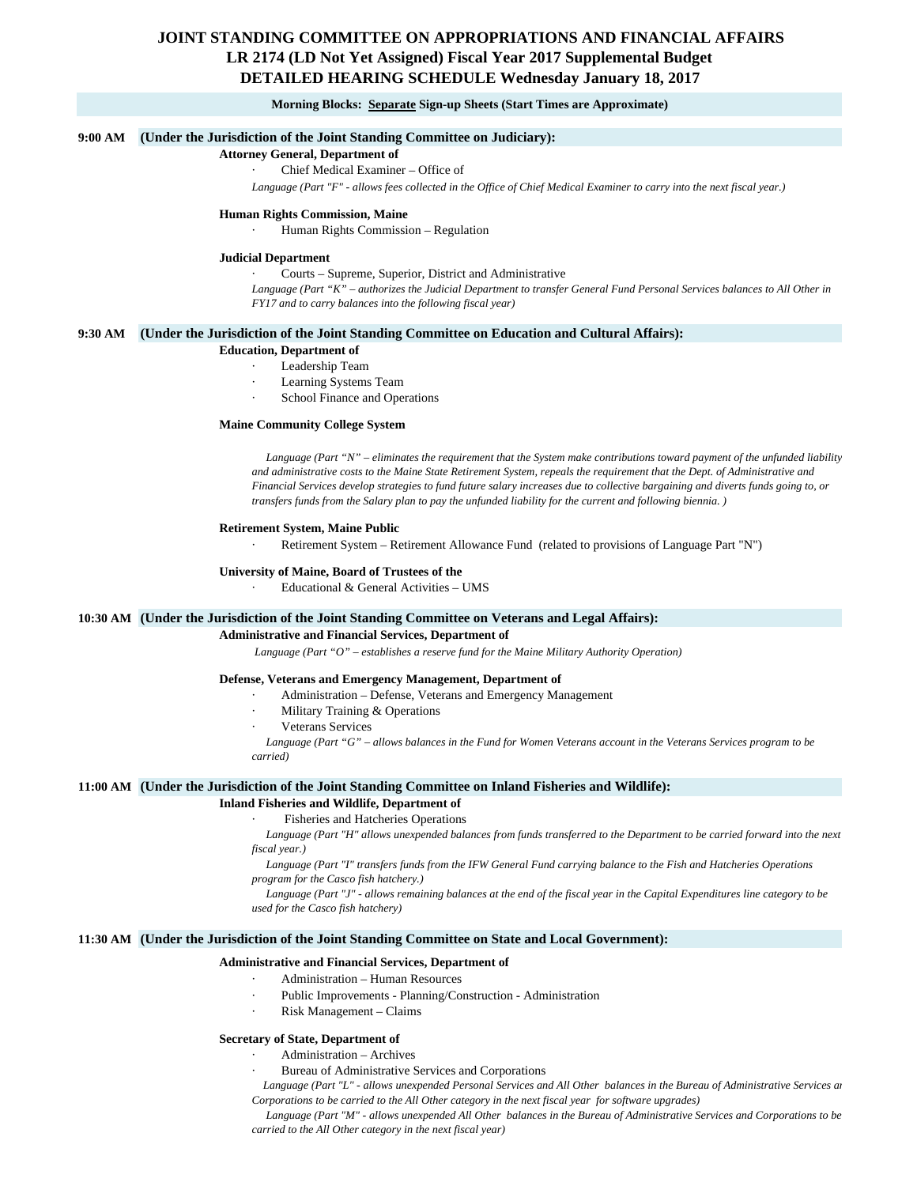# JOINT STANDING COMMITTEE ON APPROPRIATIONS AND FINANCIAL AFFAIRS
# LR 2174 (LD Not Yet Assigned) Fiscal Year 2017 Supplemental Budget
# DETAILED HEARING SCHEDULE Wednesday January 18, 2017

**Morning Blocks: Separate Sign-up Sheets (Start Times are Approximate)**

## 9:00 AM (Under the Jurisdiction of the Joint Standing Committee on Judiciary):

**Attorney General, Department of**

- Chief Medical Examiner – Office of

*Language (Part "F" - allows fees collected in the Office of Chief Medical Examiner to carry into the next fiscal year.)*

**Human Rights Commission, Maine**

- Human Rights Commission – Regulation

**Judicial Department**

- Courts – Supreme, Superior, District and Administrative

*Language (Part "K" – authorizes the Judicial Department to transfer General Fund Personal Services balances to All Other in FY17 and to carry balances into the following fiscal year)*

## 9:30 AM (Under the Jurisdiction of the Joint Standing Committee on Education and Cultural Affairs):

**Education, Department of**

- Leadership Team
- Learning Systems Team
- School Finance and Operations

**Maine Community College System**

*Language (Part "N" – eliminates the requirement that the System make contributions toward payment of the unfunded liability and administrative costs to the Maine State Retirement System, repeals the requirement that the Dept. of Administrative and Financial Services develop strategies to fund future salary increases due to collective bargaining and diverts funds going to, or transfers funds from the Salary plan to pay the unfunded liability for the current and following biennia. )*

**Retirement System, Maine Public**

- Retirement System – Retirement Allowance Fund (related to provisions of Language Part "N")

**University of Maine, Board of Trustees of the**

- Educational & General Activities – UMS

## 10:30 AM (Under the Jurisdiction of the Joint Standing Committee on Veterans and Legal Affairs):

**Administrative and Financial Services, Department of**

*Language (Part "O" – establishes a reserve fund for the Maine Military Authority Operation)*

**Defense, Veterans and Emergency Management, Department of**

- Administration – Defense, Veterans and Emergency Management
- Military Training & Operations
- Veterans Services

*Language (Part "G" – allows balances in the Fund for Women Veterans account in the Veterans Services program to be carried)*

## 11:00 AM (Under the Jurisdiction of the Joint Standing Committee on Inland Fisheries and Wildlife):

**Inland Fisheries and Wildlife, Department of**

- Fisheries and Hatcheries Operations

*Language (Part "H" allows unexpended balances from funds transferred to the Department to be carried forward into the next fiscal year.)*

*Language (Part "I" transfers funds from the IFW General Fund carrying balance to the Fish and Hatcheries Operations program for the Casco fish hatchery.)*

*Language (Part "J" - allows remaining balances at the end of the fiscal year in the Capital Expenditures line category to be used for the Casco fish hatchery)*

## 11:30 AM (Under the Jurisdiction of the Joint Standing Committee on State and Local Government):

**Administrative and Financial Services, Department of**

- Administration – Human Resources
- Public Improvements - Planning/Construction - Administration
- Risk Management – Claims

**Secretary of State, Department of**

- Administration – Archives
- Bureau of Administrative Services and Corporations

*Language (Part "L" - allows unexpended Personal Services and All Other balances in the Bureau of Administrative Services ar Corporations to be carried to the All Other category in the next fiscal year for software upgrades)*

*Language (Part "M" - allows unexpended All Other balances in the Bureau of Administrative Services and Corporations to be carried to the All Other category in the next fiscal year)*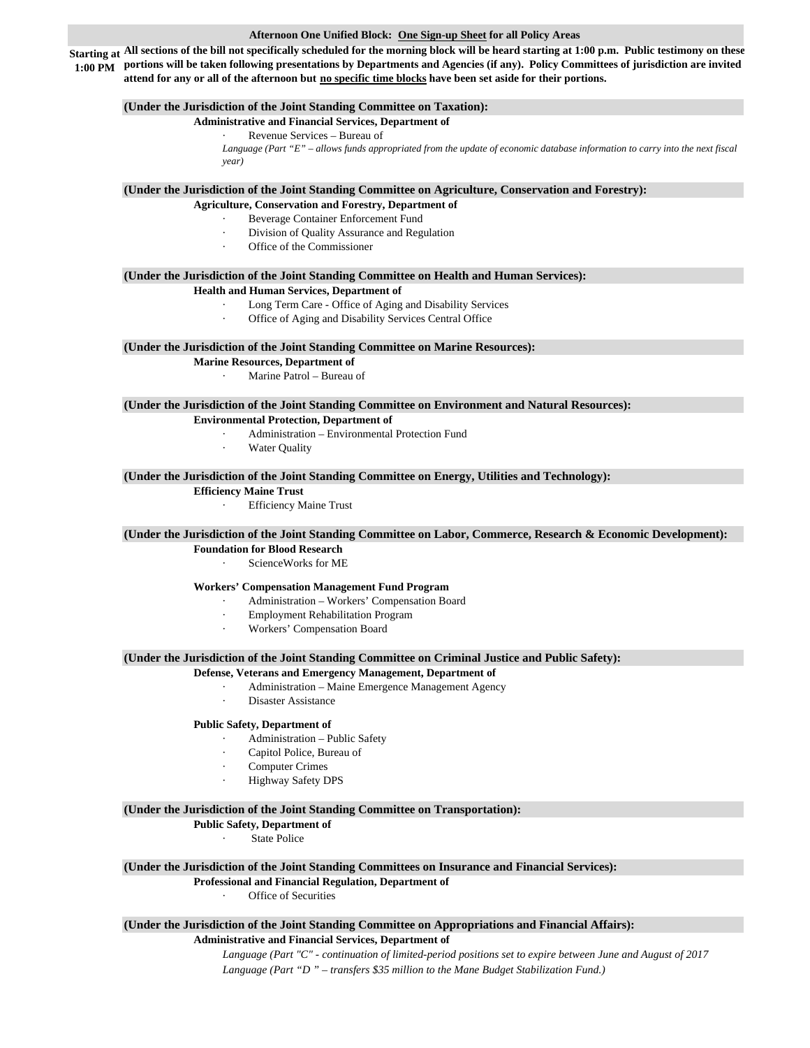**Afternoon One Unified Block: <u>One Sign-up Sheet</u> for all Policy Areas**

**Starting at 1:00 PM** **All sections of the bill not specifically scheduled for the morning block will be heard starting at 1:00 p.m. Public testimony on these portions will be taken following presentations by Departments and Agencies (if any). Policy Committees of jurisdiction are invited attend for any or all of the afternoon but <u>no specific time blocks</u> have been set aside for their portions.**

**(Under the Jurisdiction of the Joint Standing Committee on Taxation):**

**Administrative and Financial Services, Department of**

- Revenue Services – Bureau of

*Language (Part "E" – allows funds appropriated from the update of economic database information to carry into the next fiscal year)*

**(Under the Jurisdiction of the Joint Standing Committee on Agriculture, Conservation and Forestry):**

**Agriculture, Conservation and Forestry, Department of**

- Beverage Container Enforcement Fund
- Division of Quality Assurance and Regulation
- Office of the Commissioner

**(Under the Jurisdiction of the Joint Standing Committee on Health and Human Services):**

**Health and Human Services, Department of**

- Long Term Care - Office of Aging and Disability Services
- Office of Aging and Disability Services Central Office

**(Under the Jurisdiction of the Joint Standing Committee on Marine Resources):**

**Marine Resources, Department of**

- Marine Patrol – Bureau of

**(Under the Jurisdiction of the Joint Standing Committee on Environment and Natural Resources):**

**Environmental Protection, Department of**

- Administration – Environmental Protection Fund
- Water Quality

**(Under the Jurisdiction of the Joint Standing Committee on Energy, Utilities and Technology):**

**Efficiency Maine Trust**

- Efficiency Maine Trust

**(Under the Jurisdiction of the Joint Standing Committee on Labor, Commerce, Research & Economic Development):**

**Foundation for Blood Research**

- ScienceWorks for ME

**Workers' Compensation Management Fund Program**

- Administration – Workers' Compensation Board
- Employment Rehabilitation Program
- Workers' Compensation Board

**(Under the Jurisdiction of the Joint Standing Committee on Criminal Justice and Public Safety):**

**Defense, Veterans and Emergency Management, Department of**

- Administration – Maine Emergence Management Agency
- Disaster Assistance

**Public Safety, Department of**

- Administration – Public Safety
- Capitol Police, Bureau of
- Computer Crimes
- Highway Safety DPS

**(Under the Jurisdiction of the Joint Standing Committee on Transportation):**

**Public Safety, Department of**

- State Police

**(Under the Jurisdiction of the Joint Standing Committees on Insurance and Financial Services):**

**Professional and Financial Regulation, Department of**

- Office of Securities

**(Under the Jurisdiction of the Joint Standing Committee on Appropriations and Financial Affairs):**

**Administrative and Financial Services, Department of**

*Language (Part "C" - continuation of limited-period positions set to expire between June and August of 2017*

*Language (Part "D " – transfers $35 million to the Mane Budget Stabilization Fund.)*